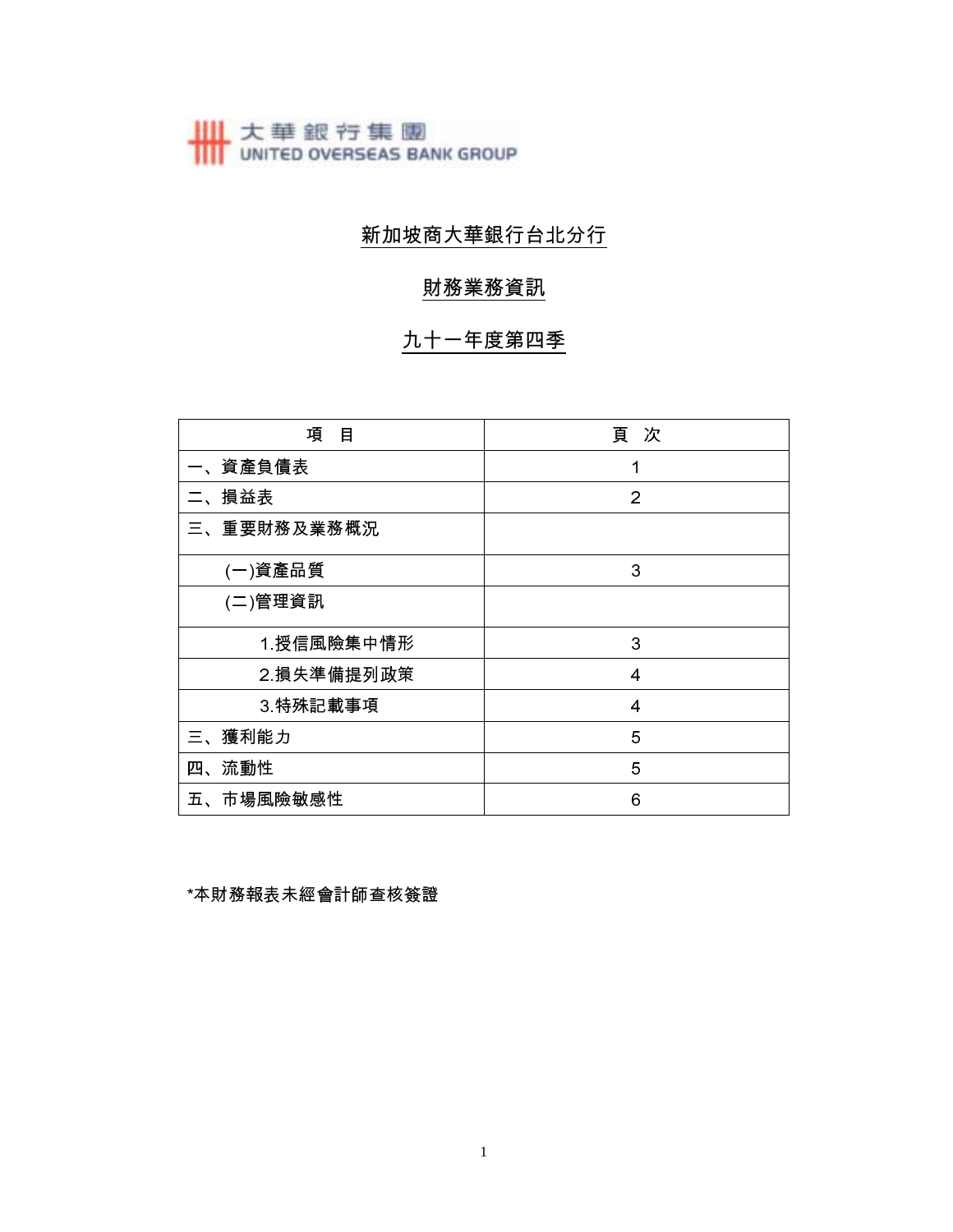大華銀行集團
UNITED OVERSEAS BANK GROUP

# 新加坡商大華銀行台北分行

## 財務業務資訊

## 九十一年度第四季

| 項　目 | 頁　次 |
| --- | --- |
| 一、資產負債表 | 1 |
| 二、損益表 | 2 |
| 三、重要財務及業務概況 | |
| (一)資產品質 | 3 |
| (二)管理資訊 | |
| 1.授信風險集中情形 | 3 |
| 2.損失準備提列政策 | 4 |
| 3.特殊記載事項 | 4 |
| 三、獲利能力 | 5 |
| 四、流動性 | 5 |
| 五、市場風險敏感性 | 6 |

*本財務報表未經會計師查核簽證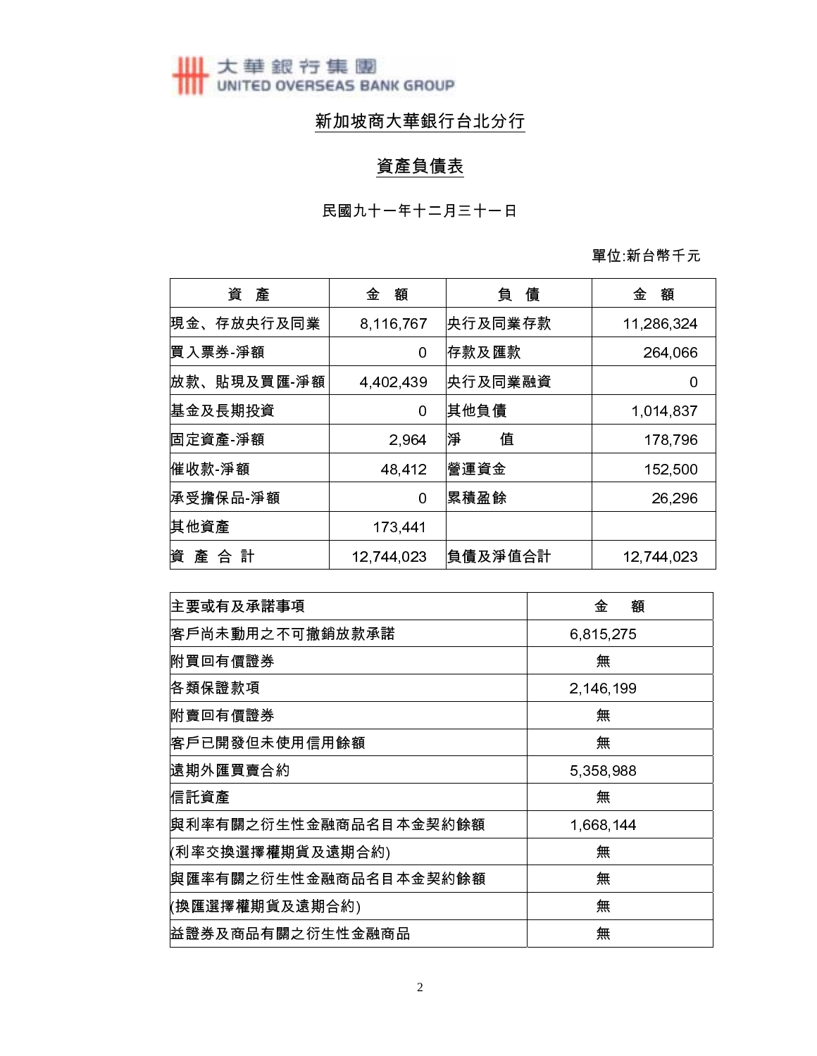大華銀行集團
UNITED OVERSEAS BANK GROUP

# 新加坡商大華銀行台北分行

## 資產負債表

民國九十一年十二月三十一日

單位:新台幣千元

| 資　產 | 金　額 | 負　債 | 金　額 |
|---|---|---|---|
| 現金、存放央行及同業 | 8,116,767 | 央行及同業存款 | 11,286,324 |
| 買入票券-淨額 | 0 | 存款及匯款 | 264,066 |
| 放款、貼現及買匯-淨額 | 4,402,439 | 央行及同業融資 | 0 |
| 基金及長期投資 | 0 | 其他負債 | 1,014,837 |
| 固定資產-淨額 | 2,964 | 淨　　值 | 178,796 |
| 催收款-淨額 | 48,412 | 營運資金 | 152,500 |
| 承受擔保品-淨額 | 0 | 累積盈餘 | 26,296 |
| 其他資產 | 173,441 | | |
| 資 產 合 計 | 12,744,023 | 負債及淨值合計 | 12,744,023 |

| 主要或有及承諾事項 | 金　額 |
|---|---|
| 客戶尚未動用之不可撤銷放款承諾 | 6,815,275 |
| 附買回有價證券 | 無 |
| 各類保證款項 | 2,146,199 |
| 附賣回有價證券 | 無 |
| 客戶已開發但未使用信用餘額 | 無 |
| 遠期外匯買賣合約 | 5,358,988 |
| 信託資產 | 無 |
| 與利率有關之衍生性金融商品名目本金契約餘額 | 1,668,144 |
| (利率交換選擇權期貨及遠期合約) | 無 |
| 與匯率有關之衍生性金融商品名目本金契約餘額 | 無 |
| (換匯選擇權期貨及遠期合約) | 無 |
| 益證券及商品有關之衍生性金融商品 | 無 |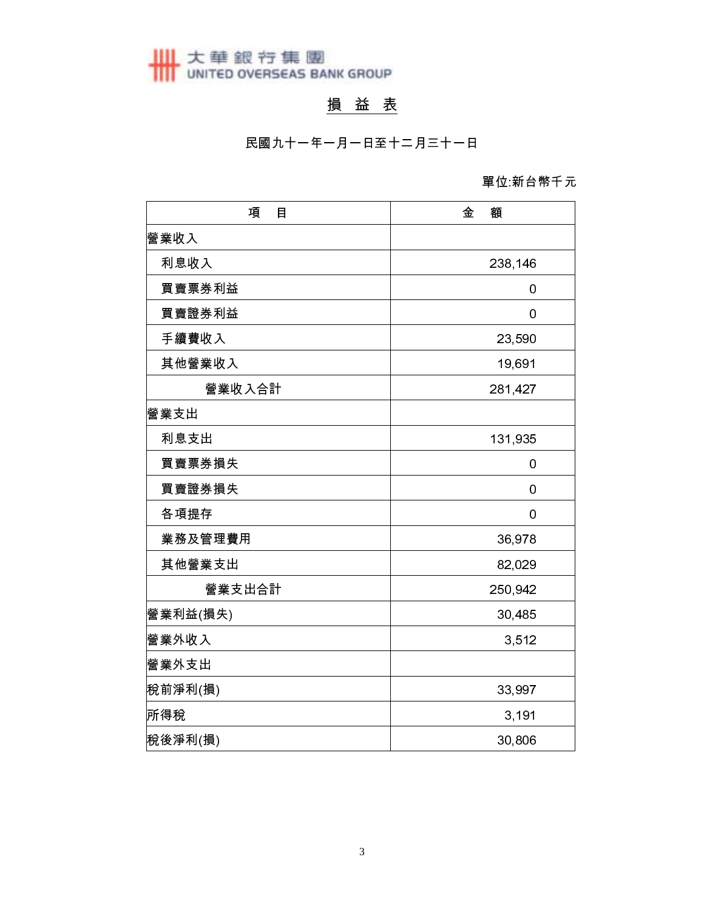大華銀行集團
UNITED OVERSEAS BANK GROUP

# 損 益 表

民國九十一年一月一日至十二月三十一日

單位:新台幣千元

| 項　目 | 金　額 |
|---|---|
| 營業收入 | |
| 利息收入 | 238,146 |
| 買賣票券利益 | 0 |
| 買賣證券利益 | 0 |
| 手續費收入 | 23,590 |
| 其他營業收入 | 19,691 |
| 營業收入合計 | 281,427 |
| 營業支出 | |
| 利息支出 | 131,935 |
| 買賣票券損失 | 0 |
| 買賣證券損失 | 0 |
| 各項提存 | 0 |
| 業務及管理費用 | 36,978 |
| 其他營業支出 | 82,029 |
| 營業支出合計 | 250,942 |
| 營業利益(損失) | 30,485 |
| 營業外收入 | 3,512 |
| 營業外支出 | |
| 稅前淨利(損) | 33,997 |
| 所得稅 | 3,191 |
| 稅後淨利(損) | 30,806 |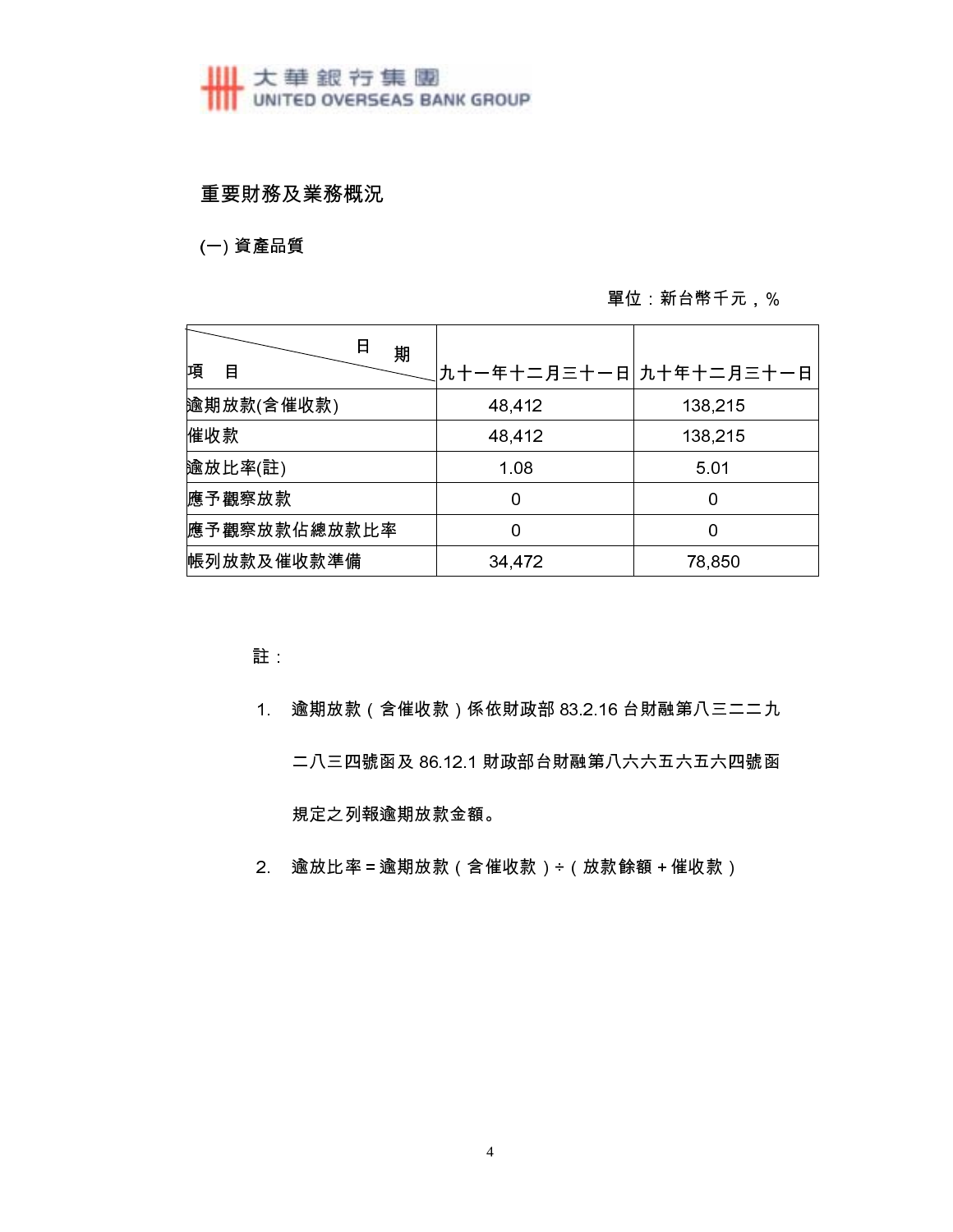## 重要財務及業務概況

### (一) 資產品質

單位：新台幣千元，%

| 項　目 ＼ 日　期 | 九十一年十二月三十一日 | 九十年十二月三十一日 |
| --- | --- | --- |
| 逾期放款(含催收款) | 48,412 | 138,215 |
| 催收款 | 48,412 | 138,215 |
| 逾放比率(註) | 1.08 | 5.01 |
| 應予觀察放款 | 0 | 0 |
| 應予觀察放款佔總放款比率 | 0 | 0 |
| 帳列放款及催收款準備 | 34,472 | 78,850 |

註：

1. 逾期放款（含催收款）係依財政部 83.2.16 台財融第八三二二九二八三四號函及 86.12.1 財政部台財融第八六六五六五六四號函規定之列報逾期放款金額。
2. 逾放比率＝逾期放款（含催收款）÷（放款餘額＋催收款）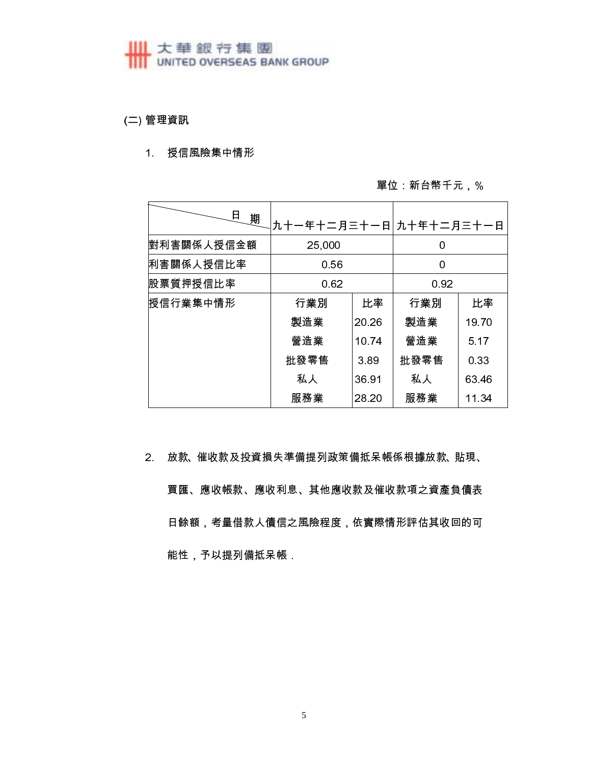## (二) 管理資訊

1. 授信風險集中情形

單位：新台幣千元，%

| 日期 | 九十一年十二月三十一日 | | 九十年十二月三十一日 | |
|---|---|---|---|---|
| 對利害關係人授信金額 | 25,000 | | 0 | |
| 利害關係人授信比率 | 0.56 | | 0 | |
| 股票質押授信比率 | 0.62 | | 0.92 | |
| 授信行業集中情形 | 行業別 | 比率 | 行業別 | 比率 |
| | 製造業 | 20.26 | 製造業 | 19.70 |
| | 營造業 | 10.74 | 營造業 | 5.17 |
| | 批發零售 | 3.89 | 批發零售 | 0.33 |
| | 私人 | 36.91 | 私人 | 63.46 |
| | 服務業 | 28.20 | 服務業 | 11.34 |

2. 放款、催收款及投資損失準備提列政策備抵呆帳係根據放款、貼現、買匯、應收帳款、應收利息、其他應收款及催收款項之資產負債表日餘額，考量借款人債信之風險程度，依實際情形評估其收回的可能性，予以提列備抵呆帳．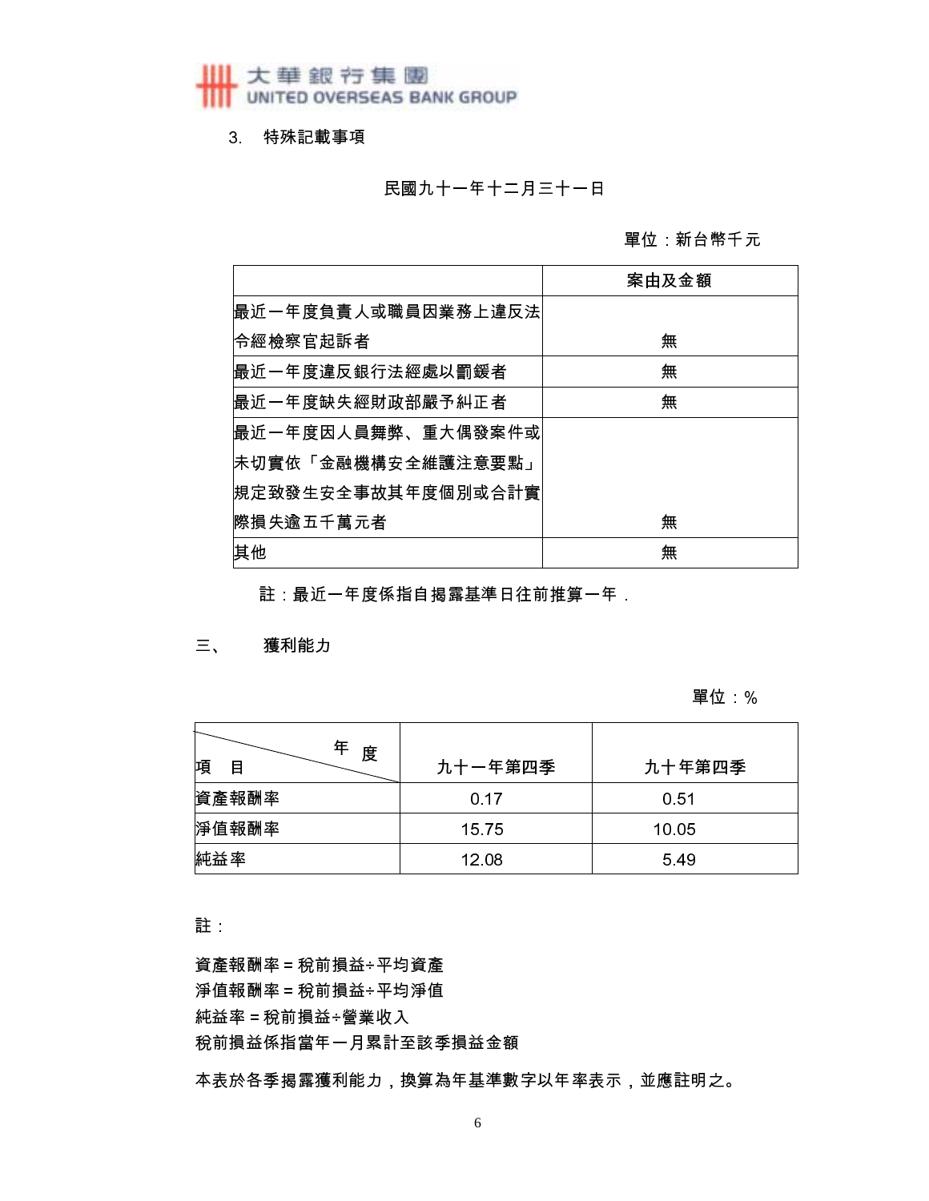3. 特殊記載事項

民國九十一年十二月三十一日

單位：新台幣千元

| | 案由及金額 |
|---|---|
| 最近一年度負責人或職員因業務上違反法令經檢察官起訴者 | 無 |
| 最近一年度違反銀行法經處以罰鍰者 | 無 |
| 最近一年度缺失經財政部嚴予糾正者 | 無 |
| 最近一年度因人員舞弊、重大偶發案件或未切實依「金融機構安全維護注意要點」規定致發生安全事故其年度個別或合計實際損失逾五千萬元者 | 無 |
| 其他 | 無 |

註：最近一年度係指自揭露基準日往前推算一年．

## 三、 獲利能力

單位：%

| 項目 \ 年度 | 九十一年第四季 | 九十年第四季 |
|---|---|---|
| 資產報酬率 | 0.17 | 0.51 |
| 淨值報酬率 | 15.75 | 10.05 |
| 純益率 | 12.08 | 5.49 |

註：

資產報酬率 = 稅前損益÷平均資產
淨值報酬率 = 稅前損益÷平均淨值
純益率 = 稅前損益÷營業收入
稅前損益係指當年一月累計至該季損益金額

本表於各季揭露獲利能力，換算為年基準數字以年率表示，並應註明之。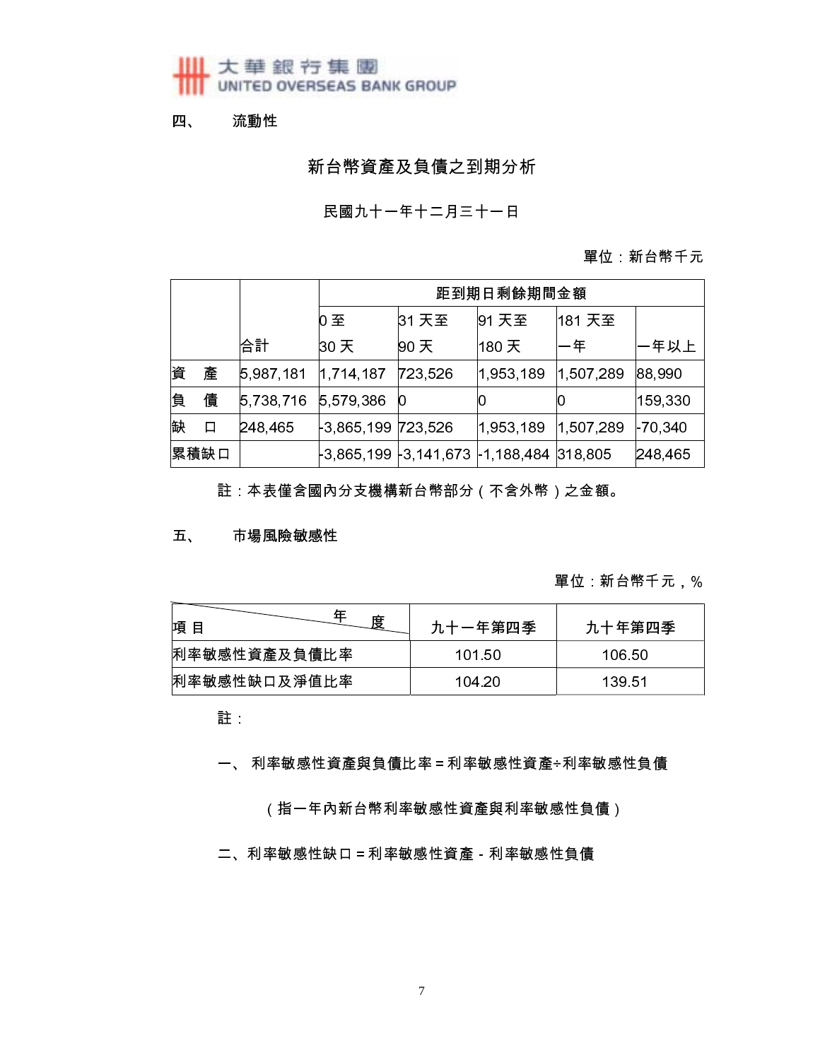大華銀行集團
UNITED OVERSEAS BANK GROUP

## 四、　流動性

### 新台幣資產及負債之到期分析

民國九十一年十二月三十一日

單位：新台幣千元

| | 合計 | 距到期日剩餘期間金額 | | | | |
|---|---|---|---|---|---|---|
| | | 0至30天 | 31天至90天 | 91天至180天 | 181天至一年 | 一年以上 |
| 資　產 | 5,987,181 | 1,714,187 | 723,526 | 1,953,189 | 1,507,289 | 88,990 |
| 負　債 | 5,738,716 | 5,579,386 | 0 | 0 | 0 | 159,330 |
| 缺　口 | 248,465 | -3,865,199 | 723,526 | 1,953,189 | 1,507,289 | -70,340 |
| 累積缺口 | | -3,865,199 | -3,141,673 | -1,188,484 | 318,805 | 248,465 |

註：本表僅含國內分支機構新台幣部分（不含外幣）之金額。

## 五、　市場風險敏感性

單位：新台幣千元，%

| 項目＼年度 | 九十一年第四季 | 九十年第四季 |
|---|---|---|
| 利率敏感性資產及負債比率 | 101.50 | 106.50 |
| 利率敏感性缺口及淨值比率 | 104.20 | 139.51 |

註：

一、利率敏感性資產與負債比率＝利率敏感性資產÷利率敏感性負債

（指一年內新台幣利率敏感性資產與利率敏感性負債）

二、利率敏感性缺口＝利率敏感性資產－利率敏感性負債